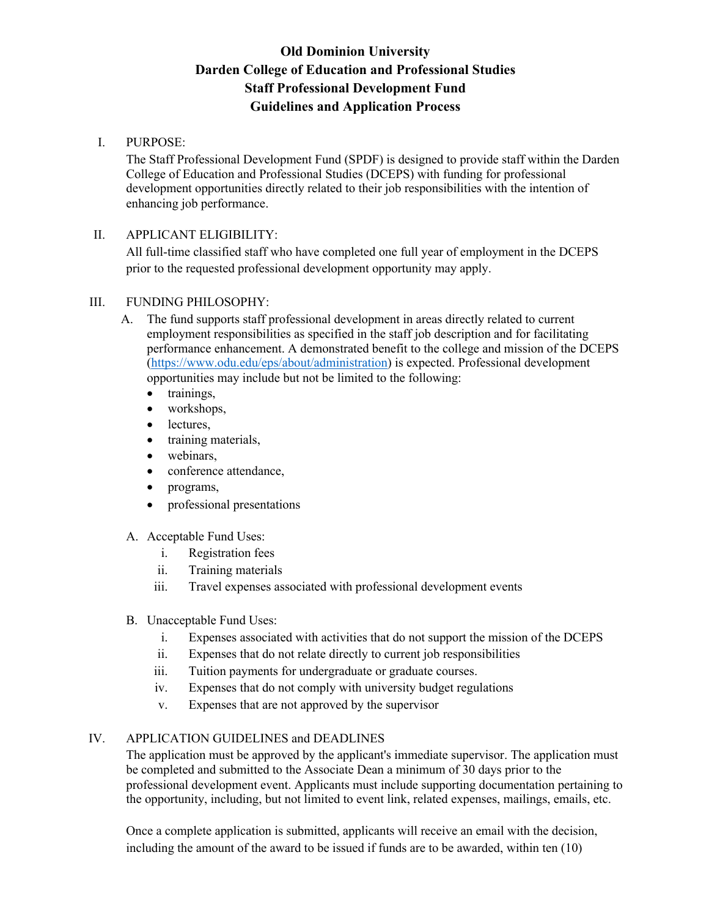# Old Dominion University
# Darden College of Education and Professional Studies
# Staff Professional Development Fund
# Guidelines and Application Process

I. PURPOSE:

The Staff Professional Development Fund (SPDF) is designed to provide staff within the Darden College of Education and Professional Studies (DCEPS) with funding for professional development opportunities directly related to their job responsibilities with the intention of enhancing job performance.

II. APPLICANT ELIGIBILITY:

All full-time classified staff who have completed one full year of employment in the DCEPS prior to the requested professional development opportunity may apply.

III. FUNDING PHILOSOPHY:

A. The fund supports staff professional development in areas directly related to current employment responsibilities as specified in the staff job description and for facilitating performance enhancement. A demonstrated benefit to the college and mission of the DCEPS (https://www.odu.edu/eps/about/administration) is expected. Professional development opportunities may include but not be limited to the following:
   - trainings,
   - workshops,
   - lectures,
   - training materials,
   - webinars,
   - conference attendance,
   - programs,
   - professional presentations

A. Acceptable Fund Uses:
   i. Registration fees
   ii. Training materials
   iii. Travel expenses associated with professional development events

B. Unacceptable Fund Uses:
   i. Expenses associated with activities that do not support the mission of the DCEPS
   ii. Expenses that do not relate directly to current job responsibilities
   iii. Tuition payments for undergraduate or graduate courses.
   iv. Expenses that do not comply with university budget regulations
   v. Expenses that are not approved by the supervisor

IV. APPLICATION GUIDELINES and DEADLINES

The application must be approved by the applicant's immediate supervisor. The application must be completed and submitted to the Associate Dean a minimum of 30 days prior to the professional development event. Applicants must include supporting documentation pertaining to the opportunity, including, but not limited to event link, related expenses, mailings, emails, etc.

Once a complete application is submitted, applicants will receive an email with the decision, including the amount of the award to be issued if funds are to be awarded, within ten (10)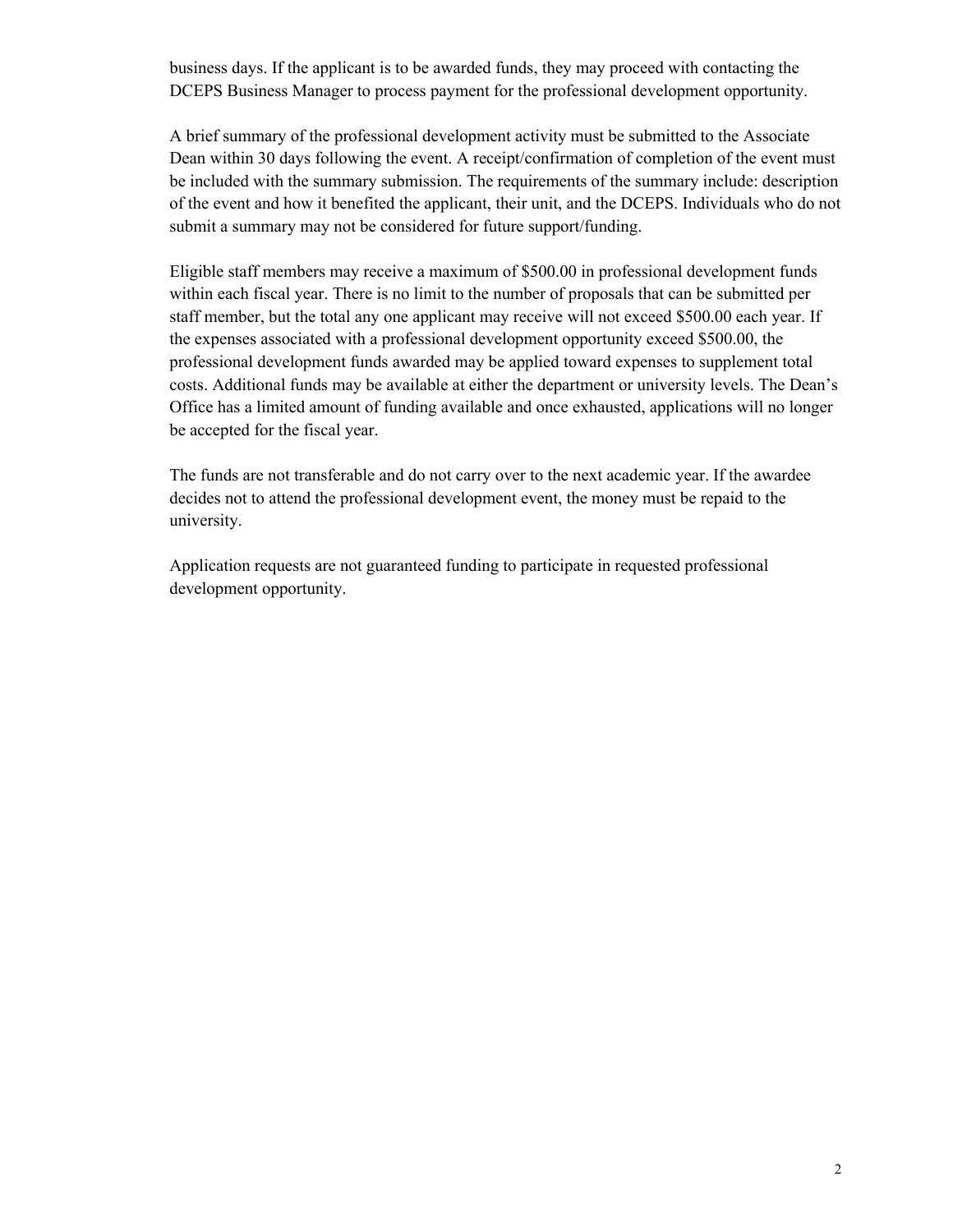business days. If the applicant is to be awarded funds, they may proceed with contacting the DCEPS Business Manager to process payment for the professional development opportunity.

A brief summary of the professional development activity must be submitted to the Associate Dean within 30 days following the event. A receipt/confirmation of completion of the event must be included with the summary submission. The requirements of the summary include: description of the event and how it benefited the applicant, their unit, and the DCEPS. Individuals who do not submit a summary may not be considered for future support/funding.

Eligible staff members may receive a maximum of $500.00 in professional development funds within each fiscal year. There is no limit to the number of proposals that can be submitted per staff member, but the total any one applicant may receive will not exceed $500.00 each year. If the expenses associated with a professional development opportunity exceed $500.00, the professional development funds awarded may be applied toward expenses to supplement total costs. Additional funds may be available at either the department or university levels. The Dean's Office has a limited amount of funding available and once exhausted, applications will no longer be accepted for the fiscal year.

The funds are not transferable and do not carry over to the next academic year. If the awardee decides not to attend the professional development event, the money must be repaid to the university.

Application requests are not guaranteed funding to participate in requested professional development opportunity.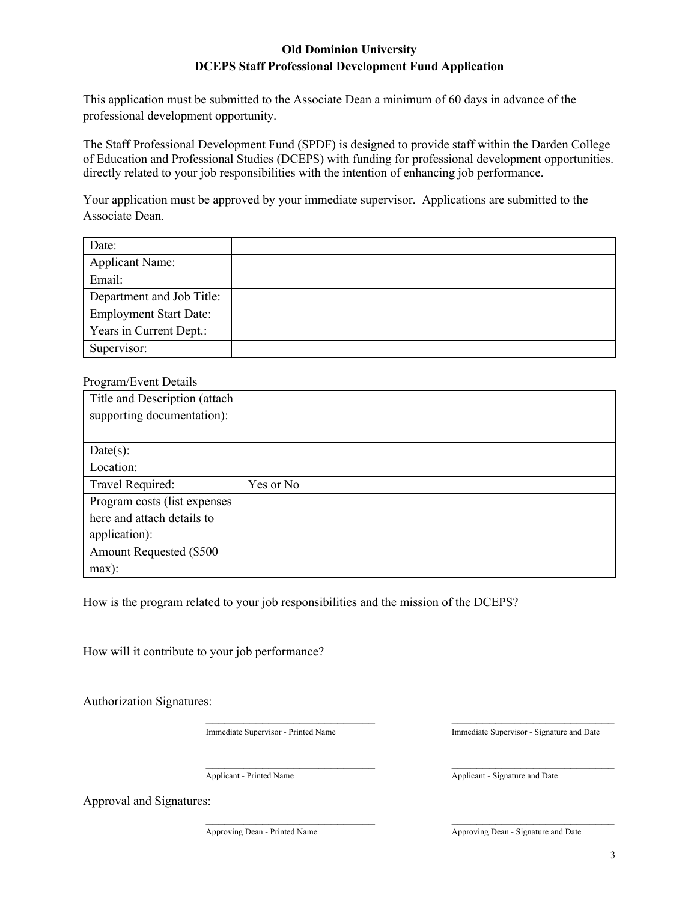**Old Dominion University**
**DCEPS Staff Professional Development Fund Application**

This application must be submitted to the Associate Dean a minimum of 60 days in advance of the professional development opportunity.

The Staff Professional Development Fund (SPDF) is designed to provide staff within the Darden College of Education and Professional Studies (DCEPS) with funding for professional development opportunities. directly related to your job responsibilities with the intention of enhancing job performance.

Your application must be approved by your immediate supervisor. Applications are submitted to the Associate Dean.

| | |
|---|---|
| Date: | |
| Applicant Name: | |
| Email: | |
| Department and Job Title: | |
| Employment Start Date: | |
| Years in Current Dept.: | |
| Supervisor: | |

Program/Event Details

| | |
|---|---|
| Title and Description (attach supporting documentation): | |
| Date(s): | |
| Location: | |
| Travel Required: | Yes or No |
| Program costs (list expenses here and attach details to application): | |
| Amount Requested ($500 max): | |

How is the program related to your job responsibilities and the mission of the DCEPS?

How will it contribute to your job performance?

Authorization Signatures:

_______________________________ Immediate Supervisor - Printed Name

_______________________________ Immediate Supervisor - Signature and Date

_______________________________ Applicant - Printed Name

_______________________________ Applicant - Signature and Date

Approval and Signatures:

_______________________________ Approving Dean - Printed Name

_______________________________ Approving Dean - Signature and Date